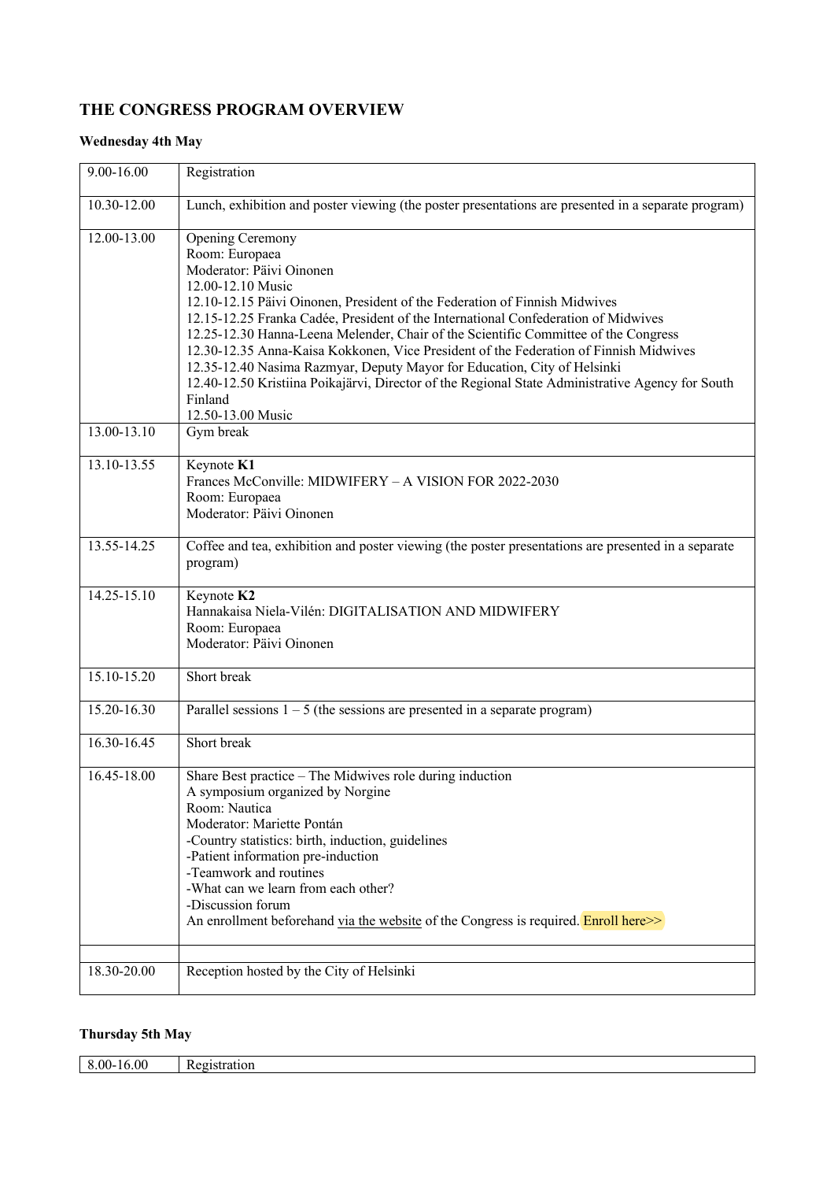# THE CONGRESS PROGRAM OVERVIEW

### Wednesday 4th May

| | |
|---|---|
| 9.00-16.00 | Registration |
| 10.30-12.00 | Lunch, exhibition and poster viewing (the poster presentations are presented in a separate program) |
| 12.00-13.00 | Opening Ceremony<br>Room: Europaea<br>Moderator: Päivi Oinonen<br>12.00-12.10 Music<br>12.10-12.15 Päivi Oinonen, President of the Federation of Finnish Midwives<br>12.15-12.25 Franka Cadée, President of the International Confederation of Midwives<br>12.25-12.30 Hanna-Leena Melender, Chair of the Scientific Committee of the Congress<br>12.30-12.35 Anna-Kaisa Kokkonen, Vice President of the Federation of Finnish Midwives<br>12.35-12.40 Nasima Razmyar, Deputy Mayor for Education, City of Helsinki<br>12.40-12.50 Kristiina Poikajärvi, Director of the Regional State Administrative Agency for South Finland<br>12.50-13.00 Music |
| 13.00-13.10 | Gym break |
| 13.10-13.55 | Keynote **K1**<br>Frances McConville: MIDWIFERY – A VISION FOR 2022-2030<br>Room: Europaea<br>Moderator: Päivi Oinonen |
| 13.55-14.25 | Coffee and tea, exhibition and poster viewing (the poster presentations are presented in a separate program) |
| 14.25-15.10 | Keynote **K2**<br>Hannakaisa Niela-Vilén: DIGITALISATION AND MIDWIFERY<br>Room: Europaea<br>Moderator: Päivi Oinonen |
| 15.10-15.20 | Short break |
| 15.20-16.30 | Parallel sessions 1 – 5 (the sessions are presented in a separate program) |
| 16.30-16.45 | Short break |
| 16.45-18.00 | Share Best practice – The Midwives role during induction<br>A symposium organized by Norgine<br>Room: Nautica<br>Moderator: Mariette Pontán<br>-Country statistics: birth, induction, guidelines<br>-Patient information pre-induction<br>-Teamwork and routines<br>-What can we learn from each other?<br>-Discussion forum<br>An enrollment beforehand via the website of the Congress is required. Enroll here>> |
| | |
| 18.30-20.00 | Reception hosted by the City of Helsinki |

### Thursday 5th May

| | |
|---|---|
| 8.00-16.00 | Registration |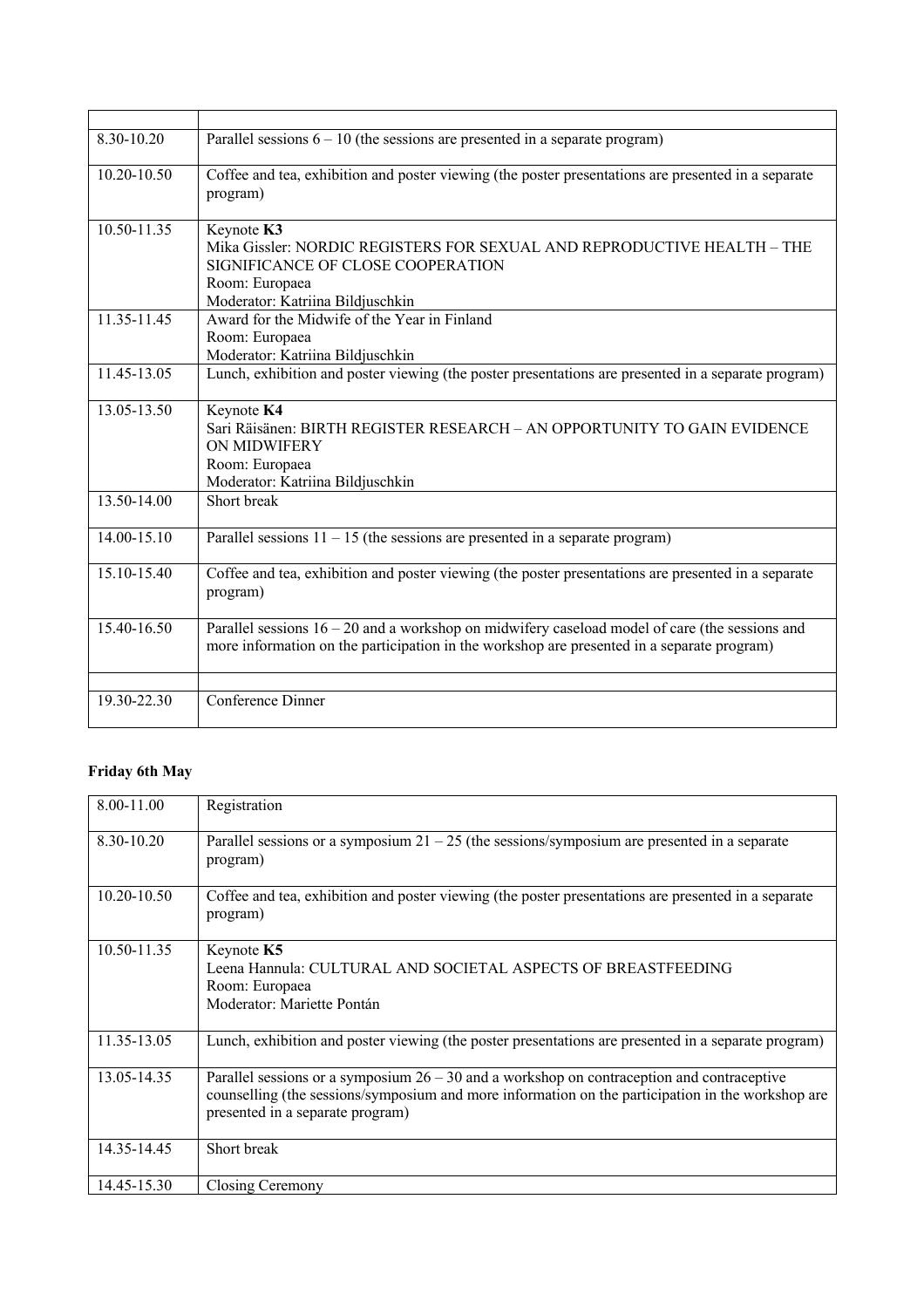| | |
|---|---|
| 8.30-10.20 | Parallel sessions 6 – 10 (the sessions are presented in a separate program) |
| 10.20-10.50 | Coffee and tea, exhibition and poster viewing (the poster presentations are presented in a separate program) |
| 10.50-11.35 | Keynote **K3**<br>Mika Gissler: NORDIC REGISTERS FOR SEXUAL AND REPRODUCTIVE HEALTH – THE SIGNIFICANCE OF CLOSE COOPERATION<br>Room: Europaea<br>Moderator: Katriina Bildjuschkin |
| 11.35-11.45 | Award for the Midwife of the Year in Finland<br>Room: Europaea<br>Moderator: Katriina Bildjuschkin |
| 11.45-13.05 | Lunch, exhibition and poster viewing (the poster presentations are presented in a separate program) |
| 13.05-13.50 | Keynote **K4**<br>Sari Räisänen: BIRTH REGISTER RESEARCH – AN OPPORTUNITY TO GAIN EVIDENCE ON MIDWIFERY<br>Room: Europaea<br>Moderator: Katriina Bildjuschkin |
| 13.50-14.00 | Short break |
| 14.00-15.10 | Parallel sessions 11 – 15 (the sessions are presented in a separate program) |
| 15.10-15.40 | Coffee and tea, exhibition and poster viewing (the poster presentations are presented in a separate program) |
| 15.40-16.50 | Parallel sessions 16 – 20 and a workshop on midwifery caseload model of care (the sessions and more information on the participation in the workshop are presented in a separate program) |
| | |
| 19.30-22.30 | Conference Dinner |

**Friday 6th May**

| | |
|---|---|
| 8.00-11.00 | Registration |
| 8.30-10.20 | Parallel sessions or a symposium 21 – 25 (the sessions/symposium are presented in a separate program) |
| 10.20-10.50 | Coffee and tea, exhibition and poster viewing (the poster presentations are presented in a separate program) |
| 10.50-11.35 | Keynote **K5**<br>Leena Hannula: CULTURAL AND SOCIETAL ASPECTS OF BREASTFEEDING<br>Room: Europaea<br>Moderator: Mariette Pontán |
| 11.35-13.05 | Lunch, exhibition and poster viewing (the poster presentations are presented in a separate program) |
| 13.05-14.35 | Parallel sessions or a symposium 26 – 30 and a workshop on contraception and contraceptive counselling (the sessions/symposium and more information on the participation in the workshop are presented in a separate program) |
| 14.35-14.45 | Short break |
| 14.45-15.30 | Closing Ceremony |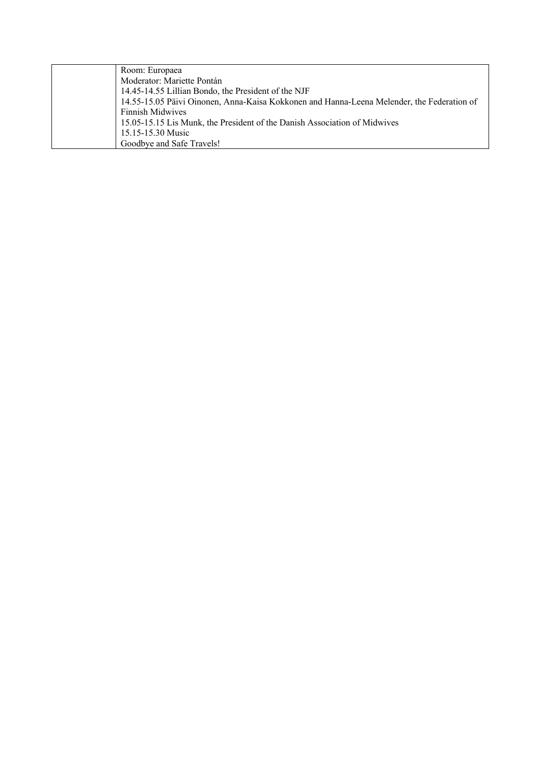| | |
|---|---|
| | Room: Europaea<br>Moderator: Mariette Pontán<br>14.45-14.55 Lillian Bondo, the President of the NJF<br>14.55-15.05 Päivi Oinonen, Anna-Kaisa Kokkonen and Hanna-Leena Melender, the Federation of Finnish Midwives<br>15.05-15.15 Lis Munk, the President of the Danish Association of Midwives<br>15.15-15.30 Music<br>Goodbye and Safe Travels! |